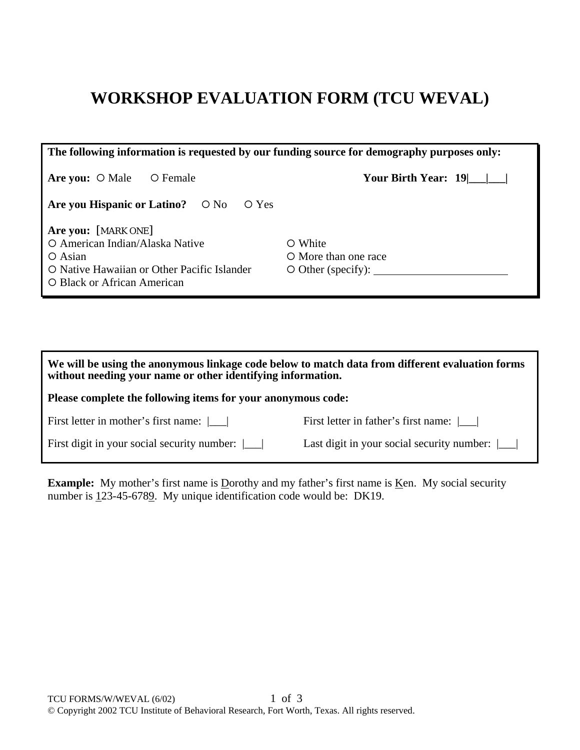# WORKSHOP EVALUATION FORM (TCU WEVAL)

**The following information is requested by our funding source for demography purposes only:**

**Are you:** ○ Male ○ Female

**Your Birth Year: 19|___|___|**

**Are you Hispanic or Latino?** ○ No ○ Yes

**Are you:** [MARK ONE]

○ American Indian/Alaska Native
○ Asian
○ Native Hawaiian or Other Pacific Islander
○ Black or African American
○ White
○ More than one race
○ Other (specify): ________________________

**We will be using the anonymous linkage code below to match data from different evaluation forms without needing your name or other identifying information.**

**Please complete the following items for your anonymous code:**

First letter in mother's first name: |___|

First letter in father's first name: |___|

First digit in your social security number: |___|

Last digit in your social security number: |___|

**Example:** My mother's first name is <u>D</u>orothy and my father's first name is <u>K</u>en. My social security number is <u>1</u>23-45-678<u>9</u>. My unique identification code would be: DK19.

TCU FORMS/W/WEVAL (6/02)

© Copyright 2002 TCU Institute of Behavioral Research, Fort Worth, Texas. All rights reserved.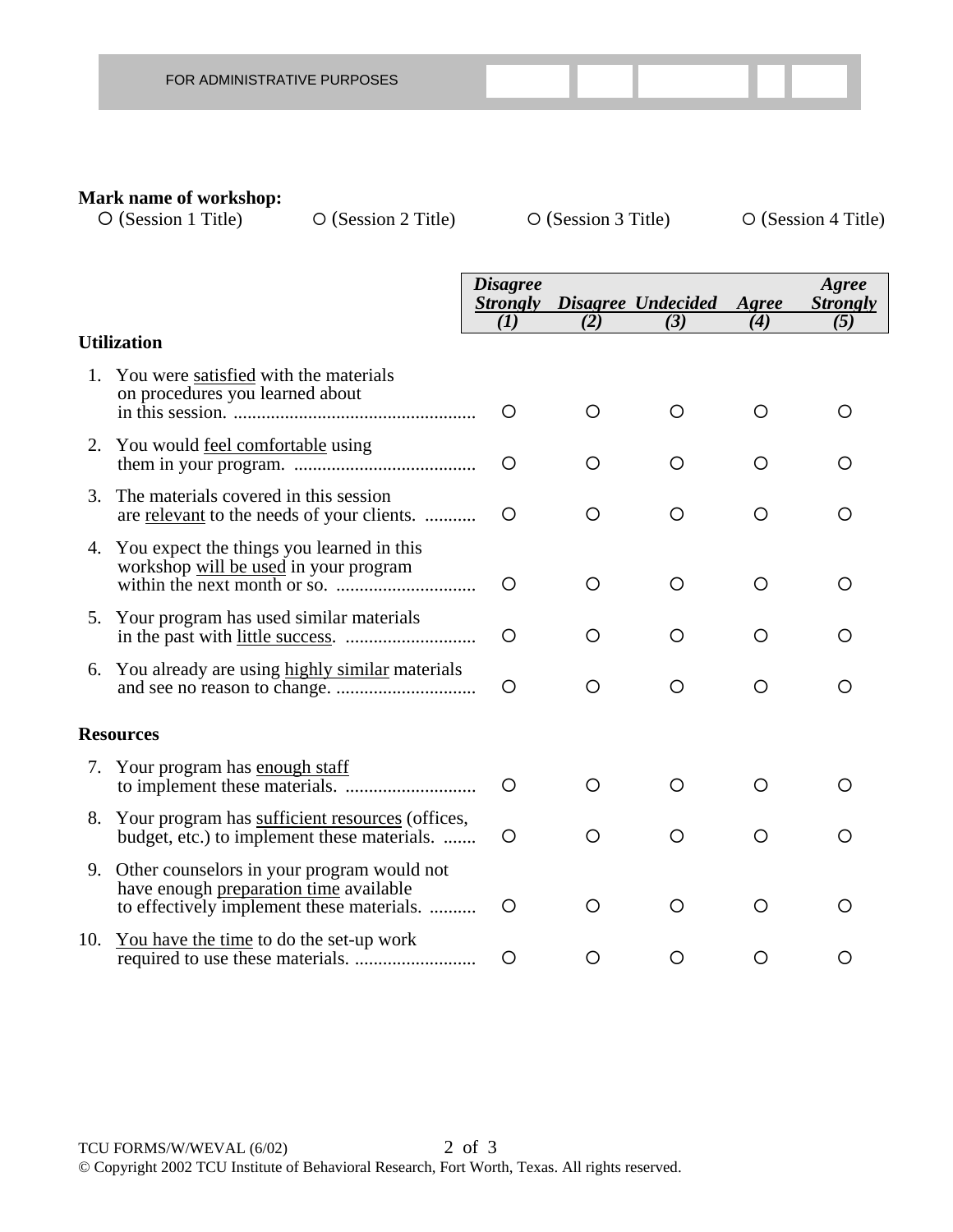FOR ADMINISTRATIVE PURPOSES

**Mark name of workshop:**

○ (Session 1 Title) ○ (Session 2 Title) ○ (Session 3 Title) ○ (Session 4 Title)

| | *Disagree Strongly (1)* | *Disagree (2)* | *Undecided (3)* | *Agree (4)* | *Agree Strongly (5)* |
|---|---|---|---|---|---|
| **Utilization** | | | | | |
| 1. You were <u>satisfied</u> with the materials on procedures you learned about in this session. | ○ | ○ | ○ | ○ | ○ |
| 2. You would <u>feel comfortable</u> using them in your program. | ○ | ○ | ○ | ○ | ○ |
| 3. The materials covered in this session are <u>relevant</u> to the needs of your clients. | ○ | ○ | ○ | ○ | ○ |
| 4. You expect the things you learned in this workshop <u>will be used</u> in your program within the next month or so. | ○ | ○ | ○ | ○ | ○ |
| 5. Your program has used similar materials in the past with <u>little success</u>. | ○ | ○ | ○ | ○ | ○ |
| 6. You already are using <u>highly similar</u> materials and see no reason to change. | ○ | ○ | ○ | ○ | ○ |
| **Resources** | | | | | |
| 7. Your program has <u>enough staff</u> to implement these materials. | ○ | ○ | ○ | ○ | ○ |
| 8. Your program has <u>sufficient resources</u> (offices, budget, etc.) to implement these materials. | ○ | ○ | ○ | ○ | ○ |
| 9. Other counselors in your program would not have enough <u>preparation time</u> available to effectively implement these materials. | ○ | ○ | ○ | ○ | ○ |
| 10. <u>You have the time</u> to do the set-up work required to use these materials. | ○ | ○ | ○ | ○ | ○ |

TCU FORMS/W/WEVAL (6/02)

© Copyright 2002 TCU Institute of Behavioral Research, Fort Worth, Texas. All rights reserved.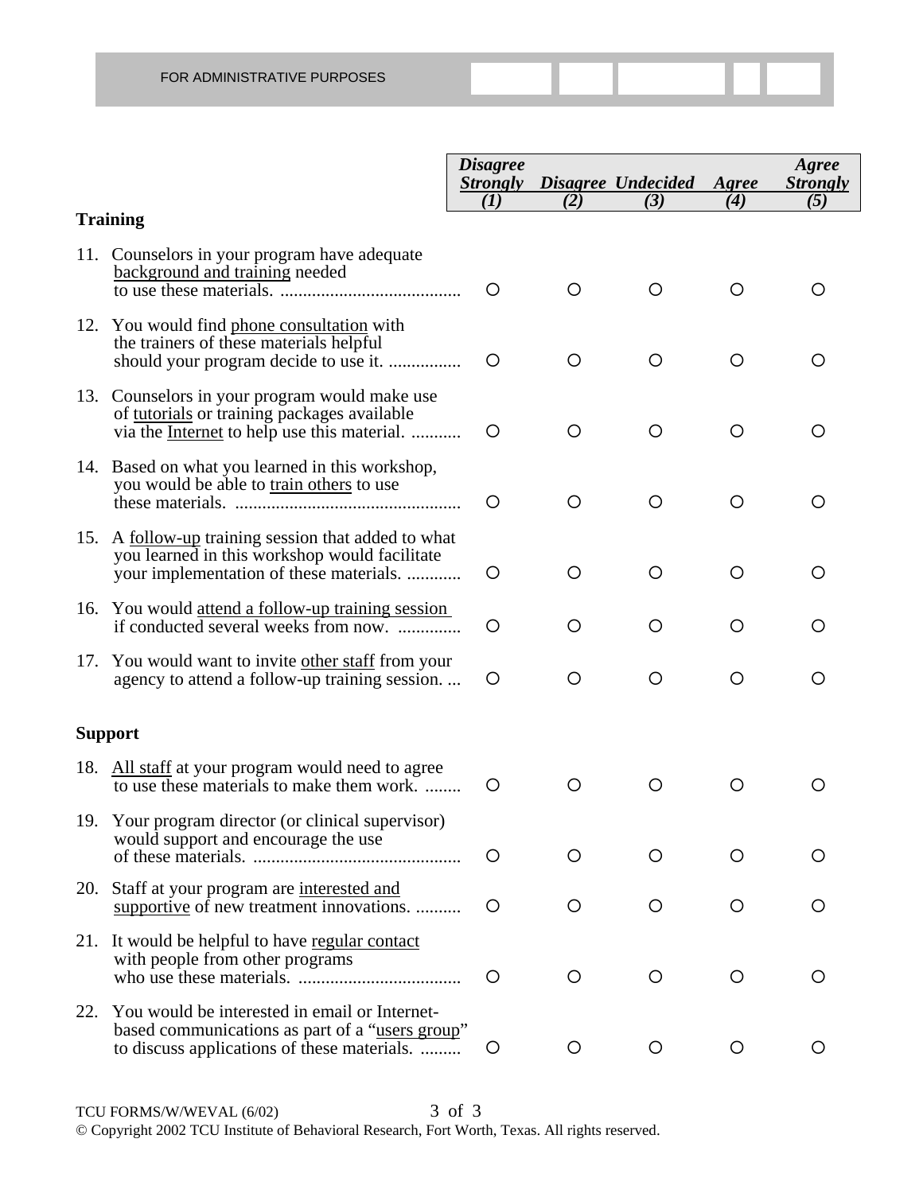FOR ADMINISTRATIVE PURPOSES

| | Disagree Strongly (1) | Disagree (2) | Undecided (3) | Agree (4) | Agree Strongly (5) |
|---|---|---|---|---|---|
| **Training** | | | | | |
| 11. Counselors in your program have adequate background and training needed to use these materials. ........................................ | ○ | ○ | ○ | ○ | ○ |
| 12. You would find phone consultation with the trainers of these materials helpful should your program decide to use it. ................ | ○ | ○ | ○ | ○ | ○ |
| 13. Counselors in your program would make use of tutorials or training packages available via the Internet to help use this material. ........... | ○ | ○ | ○ | ○ | ○ |
| 14. Based on what you learned in this workshop, you would be able to train others to use these materials. .................................................. | ○ | ○ | ○ | ○ | ○ |
| 15. A follow-up training session that added to what you learned in this workshop would facilitate your implementation of these materials. ............ | ○ | ○ | ○ | ○ | ○ |
| 16. You would attend a follow-up training session if conducted several weeks from now. .............. | ○ | ○ | ○ | ○ | ○ |
| 17. You would want to invite other staff from your agency to attend a follow-up training session. ... | ○ | ○ | ○ | ○ | ○ |
| **Support** | | | | | |
| 18. All staff at your program would need to agree to use these materials to make them work. ........ | ○ | ○ | ○ | ○ | ○ |
| 19. Your program director (or clinical supervisor) would support and encourage the use of these materials. ............................................. | ○ | ○ | ○ | ○ | ○ |
| 20. Staff at your program are interested and supportive of new treatment innovations. .......... | ○ | ○ | ○ | ○ | ○ |
| 21. It would be helpful to have regular contact with people from other programs who use these materials. .................................... | ○ | ○ | ○ | ○ | ○ |
| 22. You would be interested in email or Internet-based communications as part of a "users group" to discuss applications of these materials. ......... | ○ | ○ | ○ | ○ | ○ |

TCU FORMS/W/WEVAL (6/02)

© Copyright 2002 TCU Institute of Behavioral Research, Fort Worth, Texas. All rights reserved.